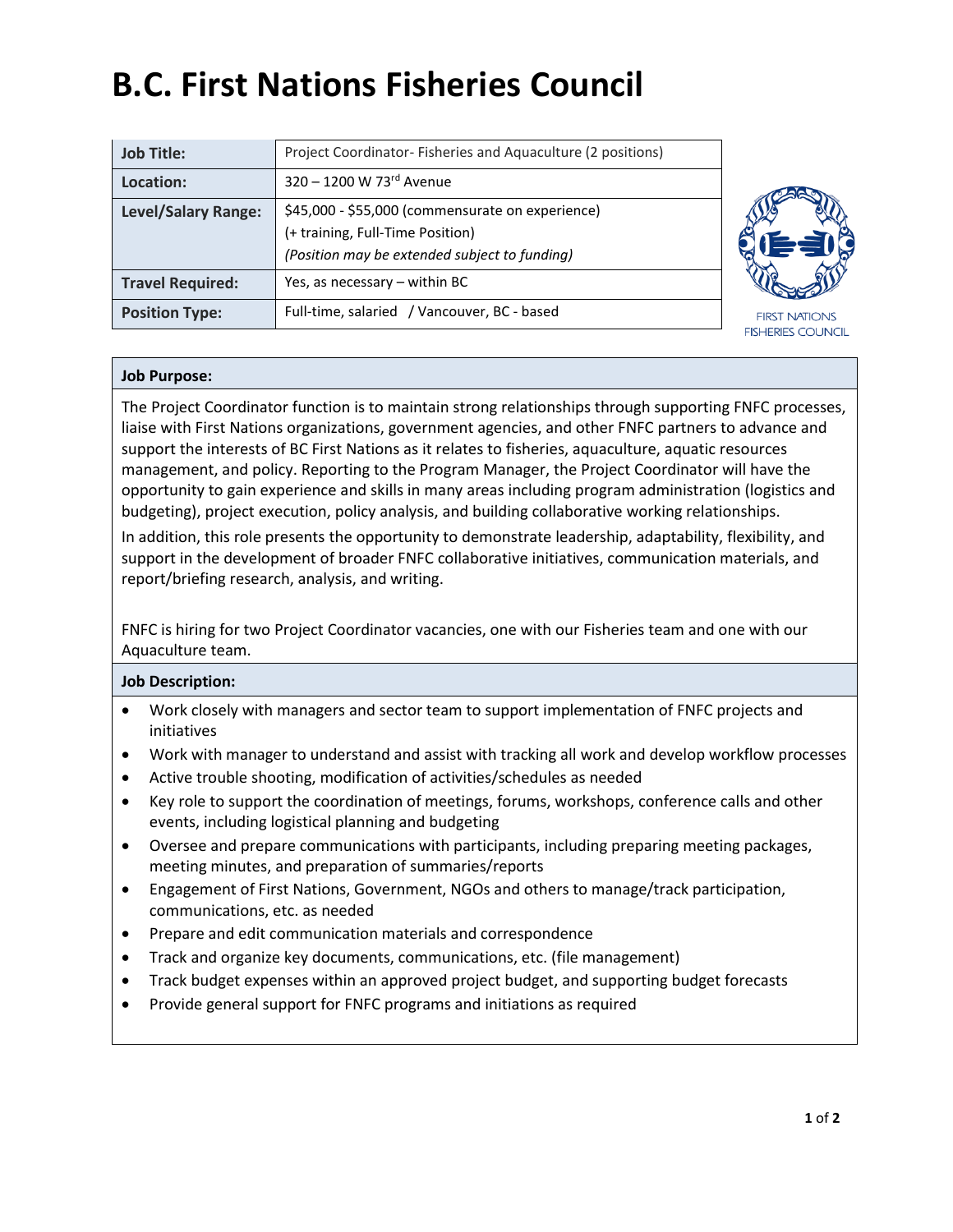# B.C. First Nations Fisheries Council

| Job Title: | Project Coordinator- Fisheries and Aquaculture (2 positions) |
|---|---|
| Location: | 320 – 1200 W 73rd Avenue |
| Level/Salary Range: | $45,000 - $55,000 (commensurate on experience) (+ training, Full-Time Position) *(Position may be extended subject to funding)* |
| Travel Required: | Yes, as necessary – within BC |
| Position Type: | Full-time, salaried / Vancouver, BC - based |

FIRST NATIONS FISHERIES COUNCIL

**Job Purpose:**

The Project Coordinator function is to maintain strong relationships through supporting FNFC processes, liaise with First Nations organizations, government agencies, and other FNFC partners to advance and support the interests of BC First Nations as it relates to fisheries, aquaculture, aquatic resources management, and policy. Reporting to the Program Manager, the Project Coordinator will have the opportunity to gain experience and skills in many areas including program administration (logistics and budgeting), project execution, policy analysis, and building collaborative working relationships.

In addition, this role presents the opportunity to demonstrate leadership, adaptability, flexibility, and support in the development of broader FNFC collaborative initiatives, communication materials, and report/briefing research, analysis, and writing.

FNFC is hiring for two Project Coordinator vacancies, one with our Fisheries team and one with our Aquaculture team.

**Job Description:**

- Work closely with managers and sector team to support implementation of FNFC projects and initiatives
- Work with manager to understand and assist with tracking all work and develop workflow processes
- Active trouble shooting, modification of activities/schedules as needed
- Key role to support the coordination of meetings, forums, workshops, conference calls and other events, including logistical planning and budgeting
- Oversee and prepare communications with participants, including preparing meeting packages, meeting minutes, and preparation of summaries/reports
- Engagement of First Nations, Government, NGOs and others to manage/track participation, communications, etc. as needed
- Prepare and edit communication materials and correspondence
- Track and organize key documents, communications, etc. (file management)
- Track budget expenses within an approved project budget, and supporting budget forecasts
- Provide general support for FNFC programs and initiations as required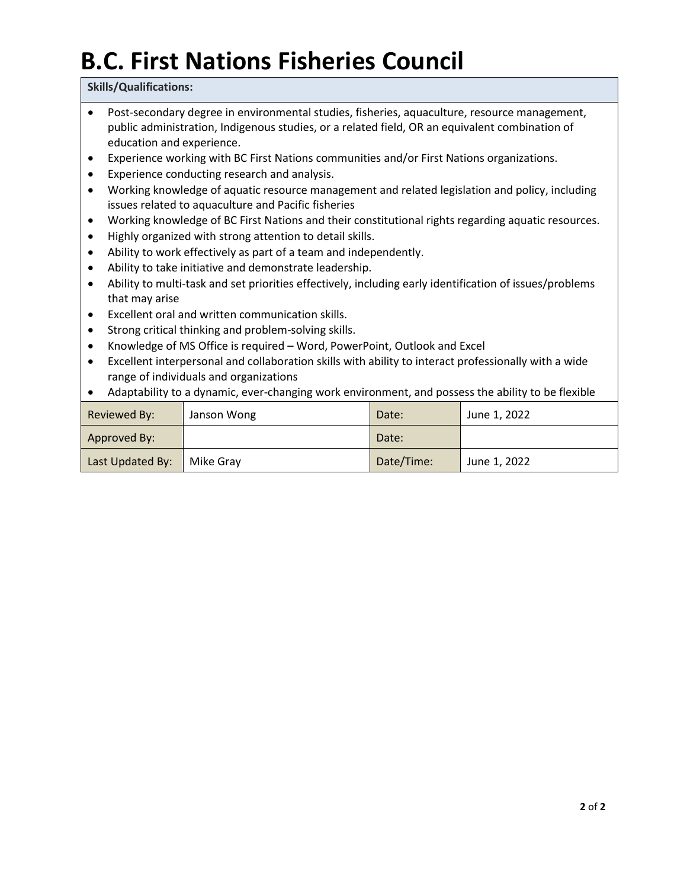# B.C. First Nations Fisheries Council

**Skills/Qualifications:**

- Post-secondary degree in environmental studies, fisheries, aquaculture, resource management, public administration, Indigenous studies, or a related field, OR an equivalent combination of education and experience.
- Experience working with BC First Nations communities and/or First Nations organizations.
- Experience conducting research and analysis.
- Working knowledge of aquatic resource management and related legislation and policy, including issues related to aquaculture and Pacific fisheries
- Working knowledge of BC First Nations and their constitutional rights regarding aquatic resources.
- Highly organized with strong attention to detail skills.
- Ability to work effectively as part of a team and independently.
- Ability to take initiative and demonstrate leadership.
- Ability to multi-task and set priorities effectively, including early identification of issues/problems that may arise
- Excellent oral and written communication skills.
- Strong critical thinking and problem-solving skills.
- Knowledge of MS Office is required – Word, PowerPoint, Outlook and Excel
- Excellent interpersonal and collaboration skills with ability to interact professionally with a wide range of individuals and organizations
- Adaptability to a dynamic, ever-changing work environment, and possess the ability to be flexible

| | | | |
|---|---|---|---|
| Reviewed By: | Janson Wong | Date: | June 1, 2022 |
| Approved By: | | Date: | |
| Last Updated By: | Mike Gray | Date/Time: | June 1, 2022 |